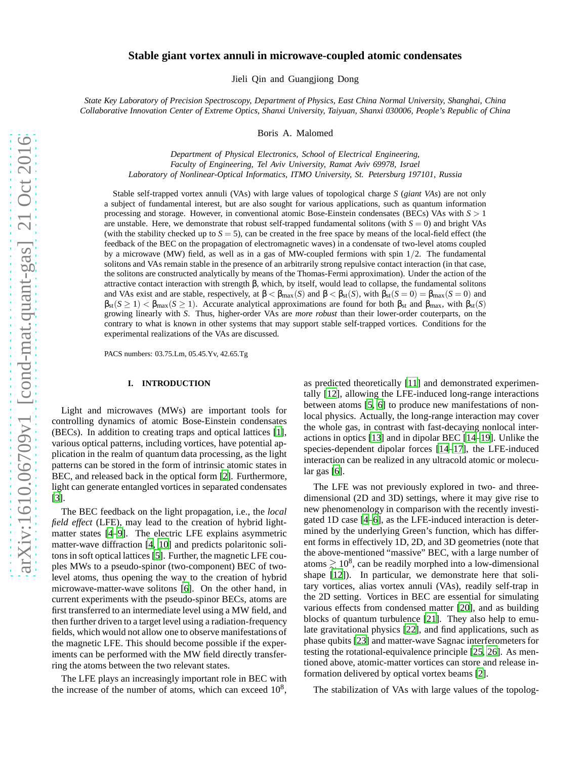# Stable giant vortex annuli in microwave-coupled atomic condensates

Jieli Qin and Guangjiong Dong

*State Key Laboratory of Precision Spectroscopy, Department of Physics, East China Normal University, Shanghai, China*
*Collaborative Innovation Center of Extreme Optics, Shanxi University, Taiyuan, Shanxi 030006, People's Republic of China*

Boris A. Malomed

*Department of Physical Electronics, School of Electrical Engineering, Faculty of Engineering, Tel Aviv University, Ramat Aviv 69978, Israel*
*Laboratory of Nonlinear-Optical Informatics, ITMO University, St. Petersburg 197101, Russia*

Stable self-trapped vortex annuli (VAs) with large values of topological charge $S$ (*giant VAs*) are not only a subject of fundamental interest, but are also sought for various applications, such as quantum information processing and storage. However, in conventional atomic Bose-Einstein condensates (BECs) VAs with $S > 1$ are unstable. Here, we demonstrate that robust self-trapped fundamental solitons (with $S = 0$) and bright VAs (with the stability checked up to $S = 5$), can be created in the free space by means of the local-field effect (the feedback of the BEC on the propagation of electromagnetic waves) in a condensate of two-level atoms coupled by a microwave (MW) field, as well as in a gas of MW-coupled fermions with spin $1/2$. The fundamental solitons and VAs remain stable in the presence of an arbitrarily strong repulsive contact interaction (in that case, the solitons are constructed analytically by means of the Thomas-Fermi approximation). Under the action of the attractive contact interaction with strength $\beta$, which, by itself, would lead to collapse, the fundamental solitons and VAs exist and are stable, respectively, at $\beta < \beta_{\max}(S)$ and $\beta < \beta_{\rm st}(S)$, with $\beta_{\rm st}(S = 0) = \beta_{\max}(S = 0)$ and $\beta_{\rm st}(S \geq 1) < \beta_{\max}(S \geq 1)$. Accurate analytical approximations are found for both $\beta_{\rm st}$ and $\beta_{\max}$, with $\beta_{\rm st}(S)$ growing linearly with $S$. Thus, higher-order VAs are *more robust* than their lower-order couterparts, on the contrary to what is known in other systems that may support stable self-trapped vortices. Conditions for the experimental realizations of the VAs are discussed.

PACS numbers: 03.75.Lm, 05.45.Yv, 42.65.Tg

## I. INTRODUCTION

Light and microwaves (MWs) are important tools for controlling dynamics of atomic Bose-Einstein condensates (BECs). In addition to creating traps and optical lattices [1], various optical patterns, including vortices, have potential application in the realm of quantum data processing, as the light patterns can be stored in the form of intrinsic atomic states in BEC, and released back in the optical form [2]. Furthermore, light can generate entangled vortices in separated condensates [3].

The BEC feedback on the light propagation, i.e., the *local field effect* (LFE), may lead to the creation of hybrid light-matter states [4–9]. The electric LFE explains asymmetric matter-wave diffraction [4, 10] and predicts polaritonic solitons in soft optical lattices [5]. Further, the magnetic LFE couples MWs to a pseudo-spinor (two-component) BEC of two-level atoms, thus opening the way to the creation of hybrid microwave-matter-wave solitons [6]. On the other hand, in current experiments with the pseudo-spinor BECs, atoms are first transferred to an intermediate level using a MW field, and then further driven to a target level using a radiation-frequency fields, which would not allow one to observe manifestations of the magnetic LFE. This should become possible if the experiments can be performed with the MW field directly transferring the atoms between the two relevant states.

The LFE plays an increasingly important role in BEC with the increase of the number of atoms, which can exceed $10^8$, as predicted theoretically [11] and demonstrated experimentally [12], allowing the LFE-induced long-range interactions between atoms [5, 6] to produce new manifestations of nonlocal physics. Actually, the long-range interaction may cover the whole gas, in contrast with fast-decaying nonlocal interactions in optics [13] and in dipolar BEC [14–19]. Unlike the species-dependent dipolar forces [14–17], the LFE-induced interaction can be realized in any ultracold atomic or molecular gas [6].

The LFE was not previously explored in two- and three-dimensional (2D and 3D) settings, where it may give rise to new phenomenology in comparison with the recently investigated 1D case [4–6], as the LFE-induced interaction is determined by the underlying Green's function, which has different forms in effectively 1D, 2D, and 3D geometries (note that the above-mentioned "massive" BEC, with a large number of atoms $\gtrsim 10^8$, can be readily morphed into a low-dimensional shape [12]). In particular, we demonstrate here that solitary vortices, alias vortex annuli (VAs), readily self-trap in the 2D setting. Vortices in BEC are essential for simulating various effects from condensed matter [20], and as building blocks of quantum turbulence [21]. They also help to emulate gravitational physics [22], and find applications, such as phase qubits [23] and matter-wave Sagnac interferometers for testing the rotational-equivalence principle [25, 26]. As mentioned above, atomic-matter vortices can store and release information delivered by optical vortex beams [2].

The stabilization of VAs with large values of the topolog-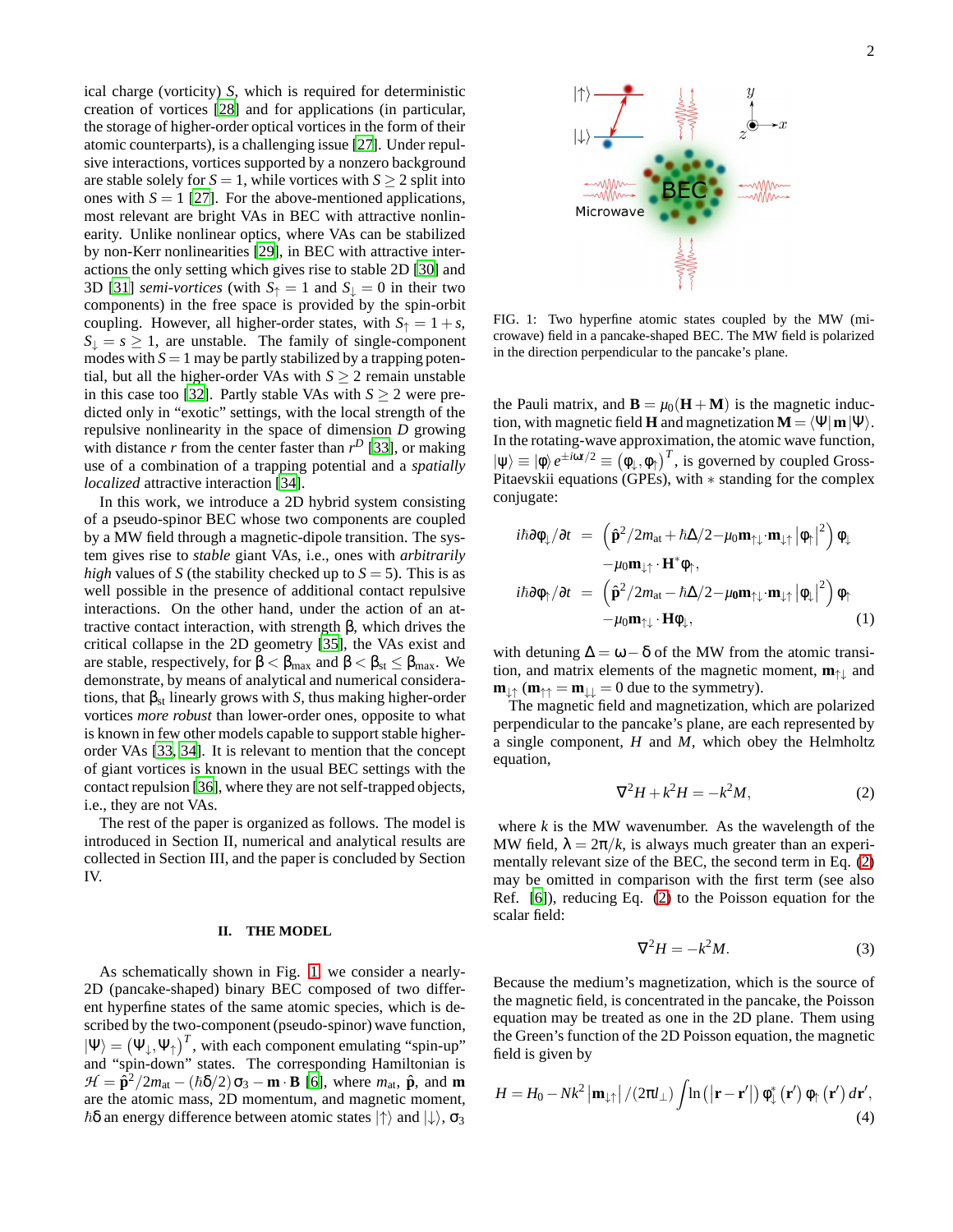ical charge (vorticity) $S$, which is required for deterministic creation of vortices [28] and for applications (in particular, the storage of higher-order optical vortices in the form of their atomic counterparts), is a challenging issue [27]. Under repulsive interactions, vortices supported by a nonzero background are stable solely for $S=1$, while vortices with $S\geq 2$ split into ones with $S=1$ [27]. For the above-mentioned applications, most relevant are bright VAs in BEC with attractive nonlinearity. Unlike nonlinear optics, where VAs can be stabilized by non-Kerr nonlinearities [29], in BEC with attractive interactions the only setting which gives rise to stable 2D [30] and 3D [31] *semi-vortices* (with $S_\uparrow = 1$ and $S_\downarrow = 0$ in their two components) in the free space is provided by the spin-orbit coupling. However, all higher-order states, with $S_\uparrow = 1+s$, $S_\downarrow = s \geq 1$, are unstable. The family of single-component modes with $S=1$ may be partly stabilized by a trapping potential, but all the higher-order VAs with $S\geq 2$ remain unstable in this case too [32]. Partly stable VAs with $S\geq 2$ were predicted only in "exotic" settings, with the local strength of the repulsive nonlinearity in the space of dimension $D$ growing with distance $r$ from the center faster than $r^D$ [33], or making use of a combination of a trapping potential and a *spatially localized* attractive interaction [34].

In this work, we introduce a 2D hybrid system consisting of a pseudo-spinor BEC whose two components are coupled by a MW field through a magnetic-dipole transition. The system gives rise to *stable* giant VAs, i.e., ones with *arbitrarily high* values of $S$ (the stability checked up to $S=5$). This is as well possible in the presence of additional contact repulsive interactions. On the other hand, under the action of an attractive contact interaction, with strength $\beta$, which drives the critical collapse in the 2D geometry [35], the VAs exist and are stable, respectively, for $\beta < \beta_{\max}$ and $\beta < \beta_{\rm st} \leq \beta_{\max}$. We demonstrate, by means of analytical and numerical considerations, that $\beta_{\rm st}$ linearly grows with $S$, thus making higher-order vortices *more robust* than lower-order ones, opposite to what is known in few other models capable to support stable higher-order VAs [33, 34]. It is relevant to mention that the concept of giant vortices is known in the usual BEC settings with the contact repulsion [36], where they are not self-trapped objects, i.e., they are not VAs.

The rest of the paper is organized as follows. The model is introduced in Section II, numerical and analytical results are collected in Section III, and the paper is concluded by Section IV.

## II. THE MODEL

As schematically shown in Fig. 1, we consider a nearly-2D (pancake-shaped) binary BEC composed of two different hyperfine states of the same atomic species, which is described by the two-component (pseudo-spinor) wave function, $|\Psi\rangle = (\Psi_\downarrow, \Psi_\uparrow)^T$, with each component emulating "spin-up" and "spin-down" states. The corresponding Hamiltonian is $\mathcal{H} = \hat{\mathbf{p}}^2/2m_{\rm at} - (\hbar\delta/2)\sigma_3 - \mathbf{m}\cdot\mathbf{B}$ [6], where $m_{\rm at}$, $\hat{\mathbf{p}}$, and $\mathbf{m}$ are the atomic mass, 2D momentum, and magnetic moment, $\hbar\delta$ an energy difference between atomic states $|\uparrow\rangle$ and $|\downarrow\rangle$, $\sigma_3$ the Pauli matrix, and $\mathbf{B} = \mu_0(\mathbf{H}+\mathbf{M})$ is the magnetic induction, with magnetic field $\mathbf{H}$ and magnetization $\mathbf{M} = \langle\Psi|\,\mathbf{m}\,|\Psi\rangle$. In the rotating-wave approximation, the atomic wave function, $|\psi\rangle \equiv |\varphi\rangle\, e^{\pm i\omega t/2} \equiv (\varphi_\downarrow, \varphi_\uparrow)^T$, is governed by coupled Gross-Pitaevskii equations (GPEs), with $*$ standing for the complex conjugate:

FIG. 1: Two hyperfine atomic states coupled by the MW (microwave) field in a pancake-shaped BEC. The MW field is polarized in the direction perpendicular to the pancake's plane.

$$
\begin{aligned}
i\hbar\partial\varphi_\downarrow/\partial t &= \left(\hat{\mathbf{p}}^2/2m_{\rm at} + \hbar\Delta/2 - \mu_0 \mathbf{m}_{\uparrow\downarrow}\cdot\mathbf{m}_{\downarrow\uparrow}\left|\varphi_\uparrow\right|^2\right)\varphi_\downarrow \\
&\quad -\mu_0 \mathbf{m}_{\downarrow\uparrow}\cdot\mathbf{H}^*\varphi_\uparrow, \\
i\hbar\partial\varphi_\uparrow/\partial t &= \left(\hat{\mathbf{p}}^2/2m_{\rm at} - \hbar\Delta/2 - \mu_0 \mathbf{m}_{\uparrow\downarrow}\cdot\mathbf{m}_{\downarrow\uparrow}\left|\varphi_\downarrow\right|^2\right)\varphi_\uparrow \\
&\quad -\mu_0 \mathbf{m}_{\uparrow\downarrow}\cdot\mathbf{H}\varphi_\downarrow,
\end{aligned} \tag{1}
$$

with detuning $\Delta = \omega - \delta$ of the MW from the atomic transition, and matrix elements of the magnetic moment, $\mathbf{m}_{\uparrow\downarrow}$ and $\mathbf{m}_{\downarrow\uparrow}$ ($\mathbf{m}_{\uparrow\uparrow} = \mathbf{m}_{\downarrow\downarrow} = 0$ due to the symmetry).

The magnetic field and magnetization, which are polarized perpendicular to the pancake's plane, are each represented by a single component, $H$ and $M$, which obey the Helmholtz equation,

$$
\nabla^2 H + k^2 H = -k^2 M, \tag{2}
$$

where $k$ is the MW wavenumber. As the wavelength of the MW field, $\lambda = 2\pi/k$, is always much greater than an experimentally relevant size of the BEC, the second term in Eq. (2) may be omitted in comparison with the first term (see also Ref. [6]), reducing Eq. (2) to the Poisson equation for the scalar field:

$$
\nabla^2 H = -k^2 M. \tag{3}
$$

Because the medium's magnetization, which is the source of the magnetic field, is concentrated in the pancake, the Poisson equation may be treated as one in the 2D plane. Then using the Green's function of the 2D Poisson equation, the magnetic field is given by

$$
H = H_0 - Nk^2\left|\mathbf{m}_{\downarrow\uparrow}\right|/(2\pi l_\perp)\int \ln\left(\left|\mathbf{r}-\mathbf{r}'\right|\right)\varphi_\downarrow^*\left(\mathbf{r}'\right)\varphi_\uparrow\left(\mathbf{r}'\right)d\mathbf{r}', \tag{4}
$$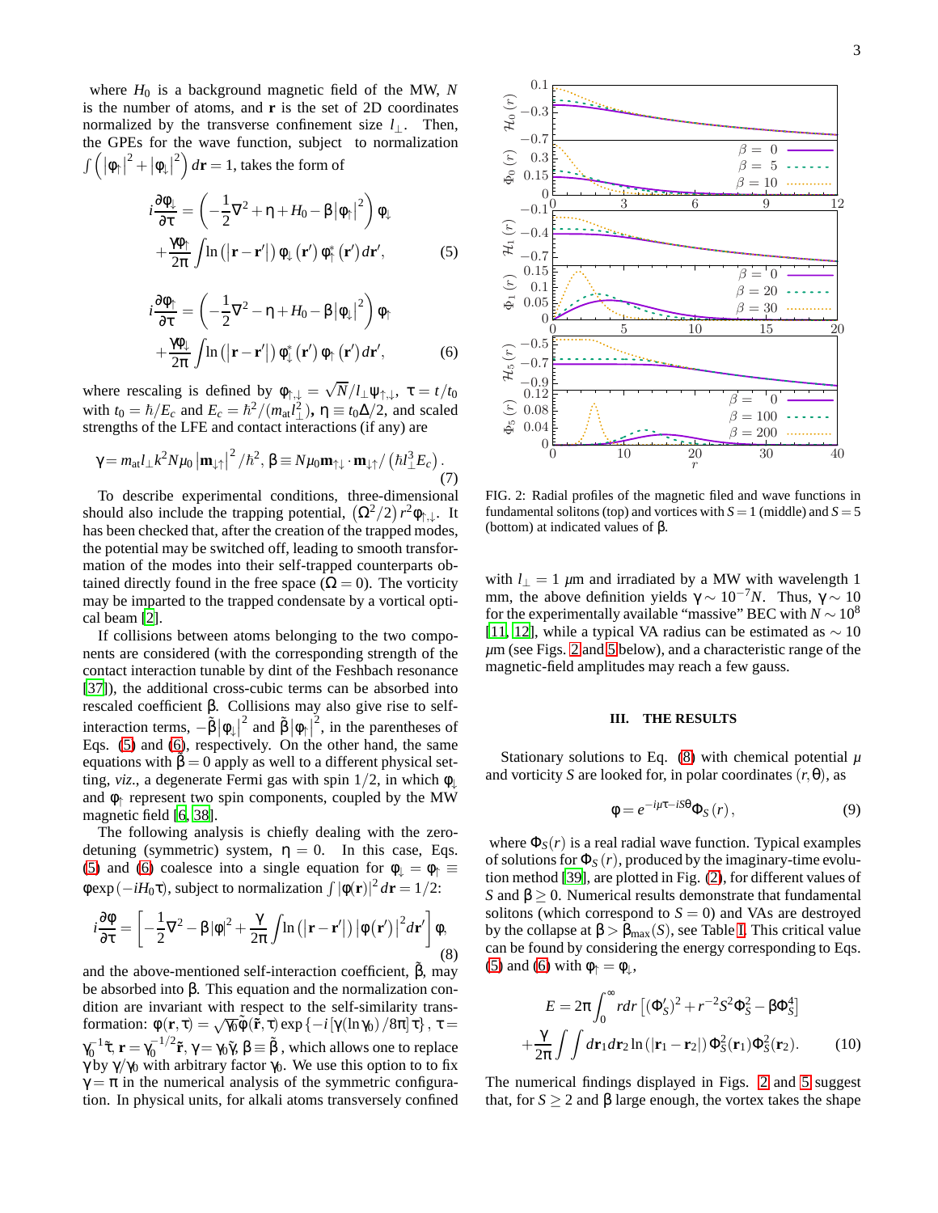where $H_0$ is a background magnetic field of the MW, $N$ is the number of atoms, and $\mathbf{r}$ is the set of 2D coordinates normalized by the transverse confinement size $l_\perp$. Then, the GPEs for the wave function, subject to normalization $\int \left( |\varphi_\uparrow|^2 + |\varphi_\downarrow|^2 \right) d\mathbf{r} = 1$, takes the form of

$$i\frac{\partial \varphi_\downarrow}{\partial \tau} = \left( -\frac{1}{2}\nabla^2 + \eta + H_0 - \beta |\varphi_\uparrow|^2 \right) \varphi_\downarrow + \frac{\gamma \varphi_\uparrow}{2\pi} \int \ln\left(|\mathbf{r}-\mathbf{r}'|\right) \varphi_\downarrow(\mathbf{r}') \varphi_\uparrow^*(\mathbf{r}') d\mathbf{r}', \tag{5}$$

$$i\frac{\partial \varphi_\uparrow}{\partial \tau} = \left( -\frac{1}{2}\nabla^2 - \eta + H_0 - \beta |\varphi_\downarrow|^2 \right) \varphi_\uparrow + \frac{\gamma \varphi_\downarrow}{2\pi} \int \ln\left(|\mathbf{r}-\mathbf{r}'|\right) \varphi_\downarrow^*(\mathbf{r}') \varphi_\uparrow(\mathbf{r}') d\mathbf{r}', \tag{6}$$

where rescaling is defined by $\varphi_{\uparrow,\downarrow} = \sqrt{N}/l_\perp \psi_{\uparrow,\downarrow}$, $\tau = t/t_0$ with $t_0 = \hbar/E_c$ and $E_c = \hbar^2/(m_{\mathrm{at}} l_\perp^2)$, $\eta \equiv t_0 \Delta/2$, and scaled strengths of the LFE and contact interactions (if any) are

$$\gamma = m_{\mathrm{at}} l_\perp k^2 N \mu_0 \left|\mathbf{m}_{\downarrow\uparrow}\right|^2 / \hbar^2,\ \beta \equiv N\mu_0 \mathbf{m}_{\uparrow\downarrow} \cdot \mathbf{m}_{\downarrow\uparrow} / \left(\hbar l_\perp^3 E_c\right). \tag{7}$$

To describe experimental conditions, three-dimensional should also include the trapping potential, $(\Omega^2/2)\, r^2 \varphi_{\uparrow,\downarrow}$. It has been checked that, after the creation of the trapped modes, the potential may be switched off, leading to smooth transformation of the modes into their self-trapped counterparts obtained directly found in the free space ($\Omega = 0$). The vorticity may be imparted to the trapped condensate by a vortical optical beam [2].

If collisions between atoms belonging to the two components are considered (with the corresponding strength of the contact interaction tunable by dint of the Feshbach resonance [37]), the additional cross-cubic terms can be absorbed into rescaled coefficient $\beta$. Collisions may also give rise to self-interaction terms, $-\tilde{\beta}|\varphi_\downarrow|^2$ and $\tilde{\beta}|\varphi_\uparrow|^2$, in the parentheses of Eqs. (5) and (6), respectively. On the other hand, the same equations with $\tilde{\beta} = 0$ apply as well to a different physical setting, *viz*., a degenerate Fermi gas with spin 1/2, in which $\varphi_\downarrow$ and $\varphi_\uparrow$ represent two spin components, coupled by the MW magnetic field [6, 38].

The following analysis is chiefly dealing with the zero-detuning (symmetric) system, $\eta = 0$. In this case, Eqs. (5) and (6) coalesce into a single equation for $\varphi_\downarrow = \varphi_\uparrow \equiv \varphi \exp(-iH_0\tau)$, subject to normalization $\int |\varphi(\mathbf{r})|^2 d\mathbf{r} = 1/2$:

$$i\frac{\partial \varphi}{\partial \tau} = \left[ -\frac{1}{2}\nabla^2 - \beta|\varphi|^2 + \frac{\gamma}{2\pi}\int \ln\left(|\mathbf{r}-\mathbf{r}'|\right) \left|\varphi(\mathbf{r}')\right|^2 d\mathbf{r}' \right] \varphi, \tag{8}$$

and the above-mentioned self-interaction coefficient, $\tilde{\beta}$, may be absorbed into $\beta$. This equation and the normalization condition are invariant with respect to the self-similarity transformation: $\varphi(\mathbf{r},\tau) = \sqrt{\gamma_0}\tilde{\varphi}(\tilde{\mathbf{r}},\tau) \exp\left\{-i\left[\gamma(\ln\gamma_0)/8\pi\right]\tau\right\}$, $\tau = \gamma_0^{-1}\tilde{\tau}$, $\mathbf{r} = \gamma_0^{-1/2}\tilde{\mathbf{r}}$, $\gamma = \gamma_0\tilde{\gamma}$, $\beta \equiv \tilde{\beta}$, which allows one to replace $\gamma$ by $\gamma/\gamma_0$ with arbitrary factor $\gamma_0$. We use this option to fix $\gamma = \pi$ in the numerical analysis of the symmetric configuration. In physical units, for alkali atoms transversely confined with $l_\perp = 1$ $\mu$m and irradiated by a MW with wavelength 1 mm, the above definition yields $\gamma \sim 10^{-7}N$. Thus, $\gamma \sim 10$ for the experimentally available "massive" BEC with $N \sim 10^8$ [11, 12], while a typical VA radius can be estimated as $\sim 10$ $\mu$m (see Figs. 2 and 5 below), and a characteristic range of the magnetic-field amplitudes may reach a few gauss.

FIG. 2: Radial profiles of the magnetic filed and wave functions in fundamental solitons (top) and vortices with $S = 1$ (middle) and $S = 5$ (bottom) at indicated values of $\beta$.

## III. THE RESULTS

Stationary solutions to Eq. (8) with chemical potential $\mu$ and vorticity $S$ are looked for, in polar coordinates $(r,\theta)$, as

$$\varphi = e^{-i\mu\tau - iS\theta}\Phi_S(r), \tag{9}$$

where $\Phi_S(r)$ is a real radial wave function. Typical examples of solutions for $\Phi_S(r)$, produced by the imaginary-time evolution method [39], are plotted in Fig. (2), for different values of $S$ and $\beta \geq 0$. Numerical results demonstrate that fundamental solitons (which correspond to $S = 0$) and VAs are destroyed by the collapse at $\beta > \beta_{\max}(S)$, see Table I. This critical value can be found by considering the energy corresponding to Eqs. (5) and (6) with $\varphi_\uparrow = \varphi_\downarrow$,

$$E = 2\pi\int_0^\infty r dr \left[ (\Phi_S')^2 + r^{-2}S^2\Phi_S^2 - \beta\Phi_S^4 \right] + \frac{\gamma}{2\pi}\int\int d\mathbf{r}_1 d\mathbf{r}_2 \ln\left(|\mathbf{r}_1 - \mathbf{r}_2|\right) \Phi_S^2(\mathbf{r}_1)\Phi_S^2(\mathbf{r}_2). \tag{10}$$

The numerical findings displayed in Figs. 2 and 5 suggest that, for $S \geq 2$ and $\beta$ large enough, the vortex takes the shape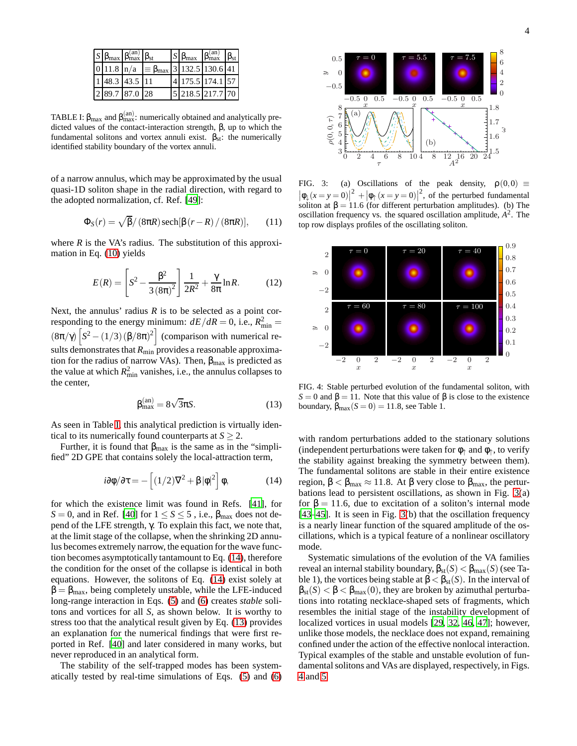| $S$ | $\beta_{\max}$ | $\beta_{\max}^{(\rm an)}$ | $\beta_{\rm st}$ | $S$ | $\beta_{\max}$ | $\beta_{\max}^{(\rm an)}$ | $\beta_{\rm st}$ |
|---|---|---|---|---|---|---|---|
| 0 | 11.8 | n/a | $\equiv \beta_{\max}$ | 3 | 132.5 | 130.6 | 41 |
| 1 | 48.3 | 43.5 | 11 | 4 | 175.5 | 174.1 | 57 |
| 2 | 89.7 | 87.0 | 28 | 5 | 218.5 | 217.7 | 70 |

TABLE I: $\beta_{\max}$ and $\beta_{\max}^{(\rm an)}$: numerically obtained and analytically predicted values of the contact-interaction strength, $\beta$, up to which the fundamental solitons and vortex annuli exist. $\beta_{\rm st}$: the numerically identified stability boundary of the vortex annuli.

of a narrow annulus, which may be approximated by the usual quasi-1D soliton shape in the radial direction, with regard to the adopted normalization, cf. Ref. [49]:

$$\Phi_S(r) = \sqrt{\beta}/(8\pi R)\,\mathrm{sech}[\beta(r-R)/(8\pi R)], \qquad (11)$$

where $R$ is the VA's radius. The substitution of this approximation in Eq. (10) yields

$$E(R) = \left[S^2 - \frac{\beta^2}{3(8\pi)^2}\right]\frac{1}{2R^2} + \frac{\gamma}{8\pi}\ln R. \qquad (12)$$

Next, the annulus' radius $R$ is to be selected as a point corresponding to the energy minimum: $dE/dR = 0$, i.e., $R_{\min}^2 = (8\pi/\gamma)\left[S^2 - (1/3)(\beta/8\pi)^2\right]$ (comparison with numerical results demonstrates that $R_{\min}$ provides a reasonable approximation for the radius of narrow VAs). Then, $\beta_{\max}$ is predicted as the value at which $R_{\min}^2$ vanishes, i.e., the annulus collapses to the center,

$$\beta_{\max}^{(\rm an)} = 8\sqrt{3}\pi S. \qquad (13)$$

As seen in Table I, this analytical prediction is virtually identical to its numerically found counterparts at $S \geq 2$.

Further, it is found that $\beta_{\max}$ is the same as in the "simplified" 2D GPE that contains solely the local-attraction term,

$$i\partial\varphi/\partial\tau = -\left[(1/2)\nabla^2 + \beta|\varphi|^2\right]\varphi, \qquad (14)$$

for which the existence limit was found in Refs. [41], for $S = 0$, and in Ref. [40] for $1 \leq S \leq 5$ , i.e., $\beta_{\max}$ does not depend of the LFE strength, $\gamma$. To explain this fact, we note that, at the limit stage of the collapse, when the shrinking 2D annulus becomes extremely narrow, the equation for the wave function becomes asymptotically tantamount to Eq. (14), therefore the condition for the onset of the collapse is identical in both equations. However, the solitons of Eq. (14) exist solely at $\beta = \beta_{\max}$, being completely unstable, while the LFE-induced long-range interaction in Eqs. (5) and (6) creates *stable* solitons and vortices for all $S$, as shown below. It is worthy to stress too that the analytical result given by Eq. (13) provides an explanation for the numerical findings that were first reported in Ref. [40] and later considered in many works, but never reproduced in an analytical form.

The stability of the self-trapped modes has been systematically tested by real-time simulations of Eqs. (5) and (6) with random perturbations added to the stationary solutions (independent perturbations were taken for $\varphi_\uparrow$ and $\varphi_\uparrow$, to verify the stability against breaking the symmetry between them). The fundamental solitons are stable in their entire existence region, $\beta < \beta_{\max} \approx 11.8$. At $\beta$ very close to $\beta_{\max}$, the perturbations lead to persistent oscillations, as shown in Fig. 3(a) for $\beta = 11.6$, due to excitation of a soliton's internal mode [43–45]. It is seen in Fig. 3(b) that the oscillation frequency is a nearly linear function of the squared amplitude of the oscillations, which is a typical feature of a nonlinear oscillatory mode.

FIG. 3: (a) Oscillations of the peak density, $\rho(0,0) \equiv |\varphi_\downarrow(x=y=0)|^2 + |\varphi_\uparrow(x=y=0)|^2$, of the perturbed fundamental soliton at $\beta = 11.6$ (for different perturbation amplitudes). (b) The oscillation frequency vs. the squared oscillation amplitude, $A^2$. The top row displays profiles of the oscillating soliton.

FIG. 4: Stable perturbed evolution of the fundamental soliton, with $S = 0$ and $\beta = 11$. Note that this value of $\beta$ is close to the existence boundary, $\beta_{\max}(S=0) = 11.8$, see Table 1.

Systematic simulations of the evolution of the VA families reveal an internal stability boundary, $\beta_{\rm st}(S) < \beta_{\max}(S)$ (see Table 1), the vortices being stable at $\beta < \beta_{\rm st}(S)$. In the interval of $\beta_{\rm st}(S) < \beta < \beta_{\max}(0)$, they are broken by azimuthal perturbations into rotating necklace-shaped sets of fragments, which resembles the initial stage of the instability development of localized vortices in usual models [29, 32, 46, 47]; however, unlike those models, the necklace does not expand, remaining confined under the action of the effective nonlocal interaction. Typical examples of the stable and unstable evolution of fundamental solitons and VAs are displayed, respectively, in Figs. 4 and 5.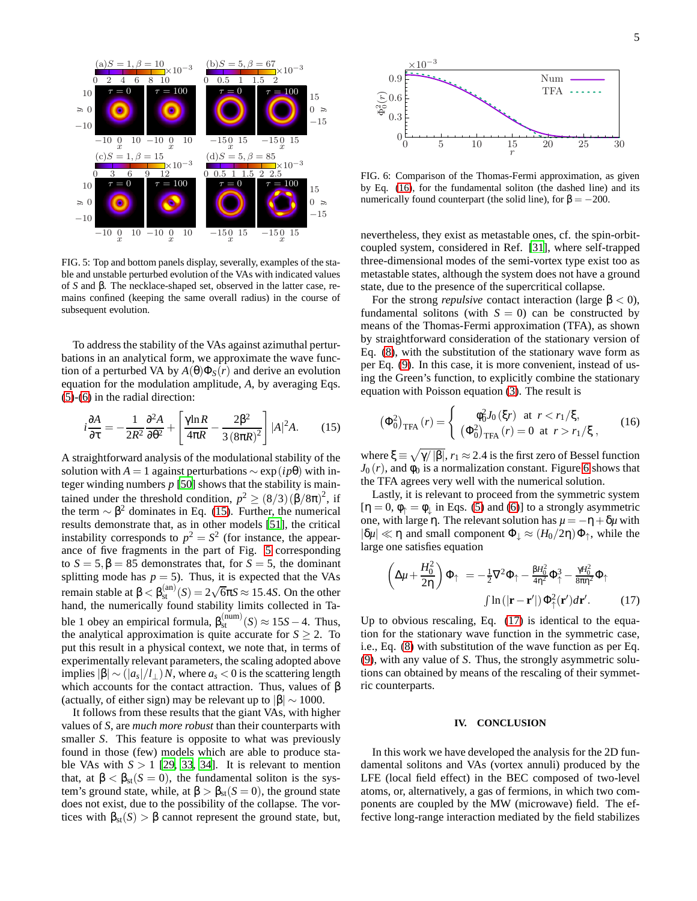FIG. 5: Top and bottom panels display, severally, examples of the stable and unstable perturbed evolution of the VAs with indicated values of $S$ and $\beta$. The necklace-shaped set, observed in the latter case, remains confined (keeping the same overall radius) in the course of subsequent evolution.

To address the stability of the VAs against azimuthal perturbations in an analytical form, we approximate the wave function of a perturbed VA by $A(\theta)\Phi_S(r)$ and derive an evolution equation for the modulation amplitude, $A$, by averaging Eqs. (5)-(6) in the radial direction:

$$i\frac{\partial A}{\partial \tau} = -\frac{1}{2R^2}\frac{\partial^2 A}{\partial \theta^2} + \left[\frac{\gamma \ln R}{4\pi R} - \frac{2\beta^2}{3\,(8\pi R)^2}\right]|A|^2 A. \quad (15)$$

A straightforward analysis of the modulational stability of the solution with $A=1$ against perturbations $\sim \exp(ip\theta)$ with integer winding numbers $p$ [50] shows that the stability is maintained under the threshold condition, $p^2 \geq (8/3)(\beta/8\pi)^2$, if the term $\sim \beta^2$ dominates in Eq. (15). Further, the numerical results demonstrate that, as in other models [51], the critical instability corresponds to $p^2 = S^2$ (for instance, the appearance of five fragments in the part of Fig. 5 corresponding to $S=5, \beta=85$ demonstrates that, for $S=5$, the dominant splitting mode has $p=5$). Thus, it is expected that the VAs remain stable at $\beta < \beta_{\mathrm{st}}^{(\mathrm{an})}(S) = 2\sqrt{6}\pi S \approx 15.4S$. On the other hand, the numerically found stability limits collected in Table 1 obey an empirical formula, $\beta_{\mathrm{st}}^{(\mathrm{num})}(S) \approx 15S - 4$. Thus, the analytical approximation is quite accurate for $S \geq 2$. To put this result in a physical context, we note that, in terms of experimentally relevant parameters, the scaling adopted above implies $|\beta| \sim (|a_s|/l_\perp)N$, where $a_s < 0$ is the scattering length which accounts for the contact attraction. Thus, values of $\beta$ (actually, of either sign) may be relevant up to $|\beta| \sim 1000$.

It follows from these results that the giant VAs, with higher values of $S$, are *much more robust* than their counterparts with smaller $S$. This feature is opposite to what was previously found in those (few) models which are able to produce stable VAs with $S>1$ [29, 33, 34]. It is relevant to mention that, at $\beta < \beta_{\mathrm{st}}(S=0)$, the fundamental soliton is the system's ground state, while, at $\beta > \beta_{\mathrm{st}}(S=0)$, the ground state does not exist, due to the possibility of the collapse. The vortices with $\beta_{\mathrm{st}}(S) > \beta$ cannot represent the ground state, but, nevertheless, they exist as metastable ones, cf. the spin-orbit-coupled system, considered in Ref. [31], where self-trapped three-dimensional modes of the semi-vortex type exist too as metastable states, although the system does not have a ground state, due to the presence of the supercritical collapse.

FIG. 6: Comparison of the Thomas-Fermi approximation, as given by Eq. (16), for the fundamental soliton (the dashed line) and its numerically found counterpart (the solid line), for $\beta = -200$.

For the strong *repulsive* contact interaction (large $\beta < 0$), fundamental solitons (with $S=0$) can be constructed by means of the Thomas-Fermi approximation (TFA), as shown by straightforward consideration of the stationary version of Eq. (8), with the substitution of the stationary wave form as per Eq. (9). In this case, it is more convenient, instead of using the Green's function, to explicitly combine the stationary equation with Poisson equation (3). The result is

$$\left(\Phi_0^2\right)_{\mathrm{TFA}}(r) = \begin{cases} \varphi_0^2 J_0(\xi r) & \text{at } r < r_1/\xi, \\ \left(\Phi_0^2\right)_{\mathrm{TFA}}(r) = 0 & \text{at } r > r_1/\xi, \end{cases} \quad (16)$$

where $\xi \equiv \sqrt{\gamma/|\beta|}$, $r_1 \approx 2.4$ is the first zero of Bessel function $J_0(r)$, and $\varphi_0$ is a normalization constant. Figure 6 shows that the TFA agrees very well with the numerical solution.

Lastly, it is relevant to proceed from the symmetric system [$\eta = 0$, $\varphi_\uparrow = \varphi_\downarrow$ in Eqs. (5) and (6)] to a strongly asymmetric one, with large $\eta$. The relevant solution has $\mu = -\eta + \delta\mu$ with $|\delta\mu| \ll \eta$ and small component $\Phi_\downarrow \approx (H_0/2\eta)\Phi_\uparrow$, while the large one satisfies equation

$$\left(\Delta\mu + \frac{H_0^2}{2\eta}\right)\Phi_\uparrow = -\tfrac{1}{2}\nabla^2\Phi_\uparrow - \frac{\beta H_0^2}{4\eta^2}\Phi_\uparrow^3 - \frac{\gamma H_0^2}{8\pi\eta^2}\Phi_\uparrow \int \ln\left(|\mathbf{r}-\mathbf{r}'|\right)\Phi_\uparrow^2(\mathbf{r}')d\mathbf{r}'. \quad (17)$$

Up to obvious rescaling, Eq. (17) is identical to the equation for the stationary wave function in the symmetric case, i.e., Eq. (8) with substitution of the wave function as per Eq. (9), with any value of $S$. Thus, the strongly asymmetric solutions can obtained by means of the rescaling of their symmetric counterparts.

## IV. CONCLUSION

In this work we have developed the analysis for the 2D fundamental solitons and VAs (vortex annuli) produced by the LFE (local field effect) in the BEC composed of two-level atoms, or, alternatively, a gas of fermions, in which two components are coupled by the MW (microwave) field. The effective long-range interaction mediated by the field stabilizes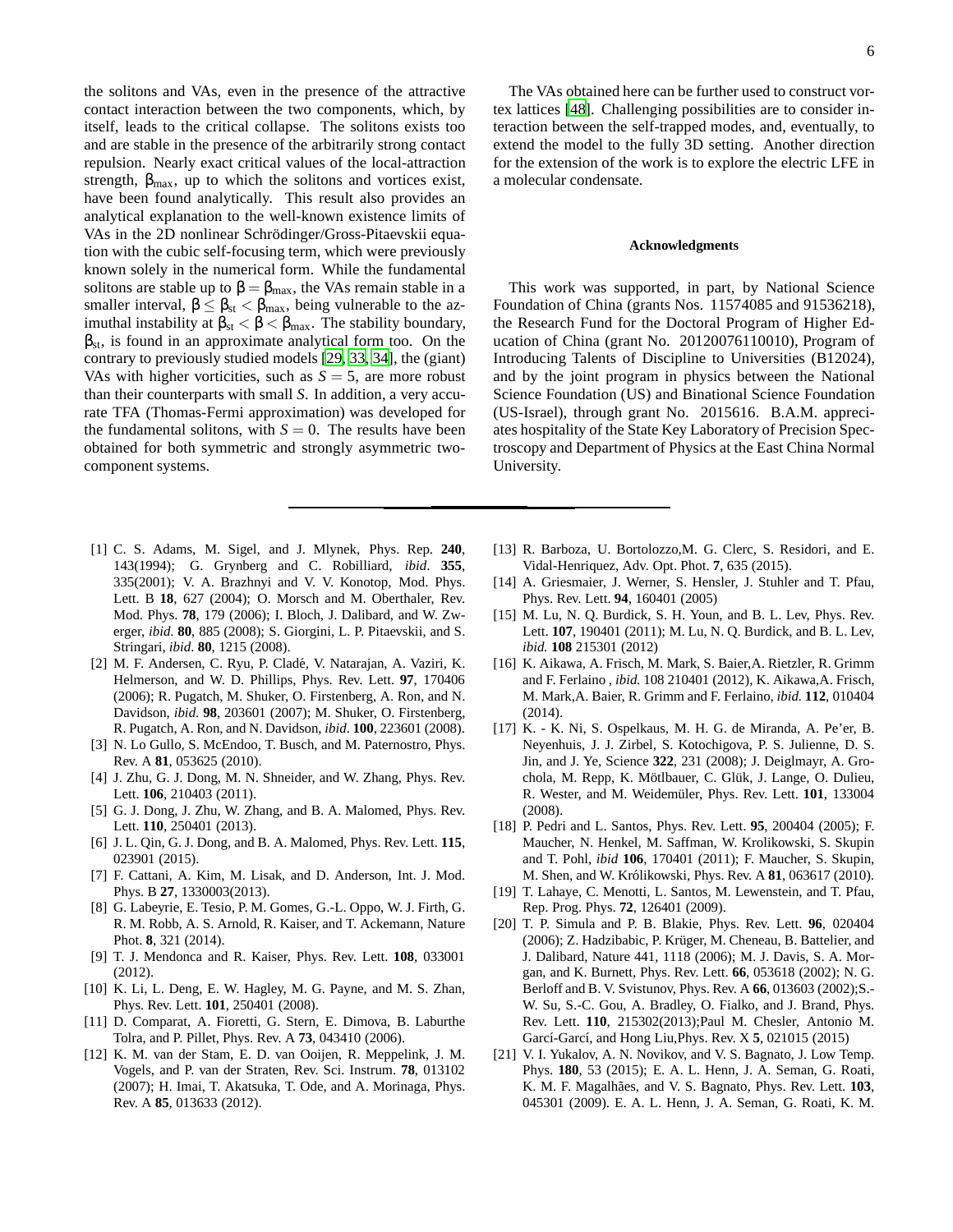the solitons and VAs, even in the presence of the attractive contact interaction between the two components, which, by itself, leads to the critical collapse. The solitons exists too and are stable in the presence of the arbitrarily strong contact repulsion. Nearly exact critical values of the local-attraction strength, $\beta_{\max}$, up to which the solitons and vortices exist, have been found analytically. This result also provides an analytical explanation to the well-known existence limits of VAs in the 2D nonlinear Schrödinger/Gross-Pitaevskii equation with the cubic self-focusing term, which were previously known solely in the numerical form. While the fundamental solitons are stable up to $\beta = \beta_{\max}$, the VAs remain stable in a smaller interval, $\beta \leq \beta_{\rm st} < \beta_{\max}$, being vulnerable to the azimuthal instability at $\beta_{\rm st} < \beta < \beta_{\max}$. The stability boundary, $\beta_{\rm st}$, is found in an approximate analytical form too. On the contrary to previously studied models [29, 33, 34], the (giant) VAs with higher vorticities, such as $S = 5$, are more robust than their counterparts with small $S$. In addition, a very accurate TFA (Thomas-Fermi approximation) was developed for the fundamental solitons, with $S = 0$. The results have been obtained for both symmetric and strongly asymmetric two-component systems.

The VAs obtained here can be further used to construct vortex lattices [48]. Challenging possibilities are to consider interaction between the self-trapped modes, and, eventually, to extend the model to the fully 3D setting. Another direction for the extension of the work is to explore the electric LFE in a molecular condensate.

### Acknowledgments

This work was supported, in part, by National Science Foundation of China (grants Nos. 11574085 and 91536218), the Research Fund for the Doctoral Program of Higher Education of China (grant No. 20120076110010), Program of Introducing Talents of Discipline to Universities (B12024), and by the joint program in physics between the National Science Foundation (US) and Binational Science Foundation (US-Israel), through grant No. 2015616. B.A.M. appreciates hospitality of the State Key Laboratory of Precision Spectroscopy and Department of Physics at the East China Normal University.

---

[1] C. S. Adams, M. Sigel, and J. Mlynek, Phys. Rep. **240**, 143(1994); G. Grynberg and C. Robilliard, *ibid*. **355**, 335(2001); V. A. Brazhnyi and V. V. Konotop, Mod. Phys. Lett. B **18**, 627 (2004); O. Morsch and M. Oberthaler, Rev. Mod. Phys. **78**, 179 (2006); I. Bloch, J. Dalibard, and W. Zwerger, *ibid*. **80**, 885 (2008); S. Giorgini, L. P. Pitaevskii, and S. Stringari, *ibid*. **80**, 1215 (2008).

[2] M. F. Andersen, C. Ryu, P. Cladé, V. Natarajan, A. Vaziri, K. Helmerson, and W. D. Phillips, Phys. Rev. Lett. **97**, 170406 (2006); R. Pugatch, M. Shuker, O. Firstenberg, A. Ron, and N. Davidson, *ibid*. **98**, 203601 (2007); M. Shuker, O. Firstenberg, R. Pugatch, A. Ron, and N. Davidson, *ibid*. **100**, 223601 (2008).

[3] N. Lo Gullo, S. McEndoo, T. Busch, and M. Paternostro, Phys. Rev. A **81**, 053625 (2010).

[4] J. Zhu, G. J. Dong, M. N. Shneider, and W. Zhang, Phys. Rev. Lett. **106**, 210403 (2011).

[5] G. J. Dong, J. Zhu, W. Zhang, and B. A. Malomed, Phys. Rev. Lett. **110**, 250401 (2013).

[6] J. L. Qin, G. J. Dong, and B. A. Malomed, Phys. Rev. Lett. **115**, 023901 (2015).

[7] F. Cattani, A. Kim, M. Lisak, and D. Anderson, Int. J. Mod. Phys. B **27**, 1330003(2013).

[8] G. Labeyrie, E. Tesio, P. M. Gomes, G.-L. Oppo, W. J. Firth, G. R. M. Robb, A. S. Arnold, R. Kaiser, and T. Ackemann, Nature Phot. **8**, 321 (2014).

[9] T. J. Mendonca and R. Kaiser, Phys. Rev. Lett. **108**, 033001 (2012).

[10] K. Li, L. Deng, E. W. Hagley, M. G. Payne, and M. S. Zhan, Phys. Rev. Lett. **101**, 250401 (2008).

[11] D. Comparat, A. Fioretti, G. Stern, E. Dimova, B. Laburthe Tolra, and P. Pillet, Phys. Rev. A **73**, 043410 (2006).

[12] K. M. van der Stam, E. D. van Ooijen, R. Meppelink, J. M. Vogels, and P. van der Straten, Rev. Sci. Instrum. **78**, 013102 (2007); H. Imai, T. Akatsuka, T. Ode, and A. Morinaga, Phys. Rev. A **85**, 013633 (2012).

[13] R. Barboza, U. Bortolozzo,M. G. Clerc, S. Residori, and E. Vidal-Henriquez, Adv. Opt. Phot. **7**, 635 (2015).

[14] A. Griesmaier, J. Werner, S. Hensler, J. Stuhler and T. Pfau, Phys. Rev. Lett. **94**, 160401 (2005)

[15] M. Lu, N. Q. Burdick, S. H. Youn, and B. L. Lev, Phys. Rev. Lett. **107**, 190401 (2011); M. Lu, N. Q. Burdick, and B. L. Lev, *ibid.* **108** 215301 (2012)

[16] K. Aikawa, A. Frisch, M. Mark, S. Baier,A. Rietzler, R. Grimm and F. Ferlaino , *ibid.* 108 210401 (2012), K. Aikawa,A. Frisch, M. Mark,A. Baier, R. Grimm and F. Ferlaino, *ibid.* **112**, 010404 (2014).

[17] K. - K. Ni, S. Ospelkaus, M. H. G. de Miranda, A. Pe'er, B. Neyenhuis, J. J. Zirbel, S. Kotochigova, P. S. Julienne, D. S. Jin, and J. Ye, Science **322**, 231 (2008); J. Deiglmayr, A. Grochola, M. Repp, K. Mötlbauer, C. Glük, J. Lange, O. Dulieu, R. Wester, and M. Weidemüler, Phys. Rev. Lett. **101**, 133004 (2008).

[18] P. Pedri and L. Santos, Phys. Rev. Lett. **95**, 200404 (2005); F. Maucher, N. Henkel, M. Saffman, W. Krolikowski, S. Skupin and T. Pohl, *ibid* **106**, 170401 (2011); F. Maucher, S. Skupin, M. Shen, and W. Królikowski, Phys. Rev. A **81**, 063617 (2010).

[19] T. Lahaye, C. Menotti, L. Santos, M. Lewenstein, and T. Pfau, Rep. Prog. Phys. **72**, 126401 (2009).

[20] T. P. Simula and P. B. Blakie, Phys. Rev. Lett. **96**, 020404 (2006); Z. Hadzibabic, P. Krüger, M. Cheneau, B. Battelier, and J. Dalibard, Nature 441, 1118 (2006); M. J. Davis, S. A. Morgan, and K. Burnett, Phys. Rev. Lett. **66**, 053618 (2002); N. G. Berloff and B. V. Svistunov, Phys. Rev. A **66**, 013603 (2002);S.-W. Su, S.-C. Gou, A. Bradley, O. Fialko, and J. Brand, Phys. Rev. Lett. **110**, 215302(2013);Paul M. Chesler, Antonio M. Garcí-Garcí, and Hong Liu,Phys. Rev. X **5**, 021015 (2015)

[21] V. I. Yukalov, A. N. Novikov, and V. S. Bagnato, J. Low Temp. Phys. **180**, 53 (2015); E. A. L. Henn, J. A. Seman, G. Roati, K. M. F. Magalhães, and V. S. Bagnato, Phys. Rev. Lett. **103**, 045301 (2009). E. A. L. Henn, J. A. Seman, G. Roati, K. M.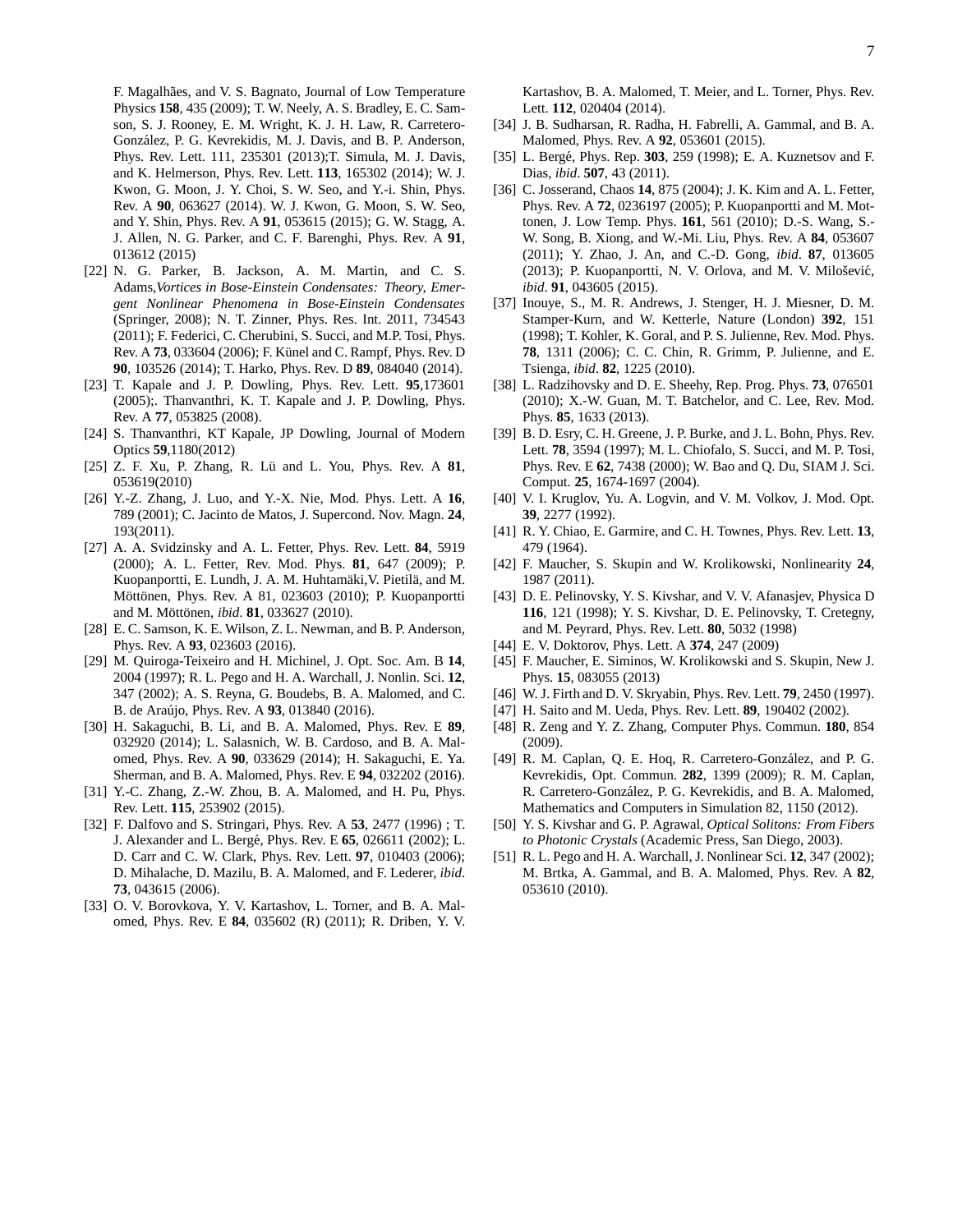F. Magalhães, and V. S. Bagnato, Journal of Low Temperature Physics **158**, 435 (2009); T. W. Neely, A. S. Bradley, E. C. Samson, S. J. Rooney, E. M. Wright, K. J. H. Law, R. Carretero-González, P. G. Kevrekidis, M. J. Davis, and B. P. Anderson, Phys. Rev. Lett. 111, 235301 (2013);T. Simula, M. J. Davis, and K. Helmerson, Phys. Rev. Lett. **113**, 165302 (2014); W. J. Kwon, G. Moon, J. Y. Choi, S. W. Seo, and Y.-i. Shin, Phys. Rev. A **90**, 063627 (2014). W. J. Kwon, G. Moon, S. W. Seo, and Y. Shin, Phys. Rev. A **91**, 053615 (2015); G. W. Stagg, A. J. Allen, N. G. Parker, and C. F. Barenghi, Phys. Rev. A **91**, 013612 (2015)

[22] N. G. Parker, B. Jackson, A. M. Martin, and C. S. Adams,*Vortices in Bose-Einstein Condensates: Theory, Emergent Nonlinear Phenomena in Bose-Einstein Condensates* (Springer, 2008); N. T. Zinner, Phys. Res. Int. 2011, 734543 (2011); F. Federici, C. Cherubini, S. Succi, and M.P. Tosi, Phys. Rev. A **73**, 033604 (2006); F. Künel and C. Rampf, Phys. Rev. D **90**, 103526 (2014); T. Harko, Phys. Rev. D **89**, 084040 (2014).

[23] T. Kapale and J. P. Dowling, Phys. Rev. Lett. **95**,173601 (2005);. Thanvanthri, K. T. Kapale and J. P. Dowling, Phys. Rev. A **77**, 053825 (2008).

[24] S. Thanvanthri, KT Kapale, JP Dowling, Journal of Modern Optics **59**,1180(2012)

[25] Z. F. Xu, P. Zhang, R. Lü and L. You, Phys. Rev. A **81**, 053619(2010)

[26] Y.-Z. Zhang, J. Luo, and Y.-X. Nie, Mod. Phys. Lett. A **16**, 789 (2001); C. Jacinto de Matos, J. Supercond. Nov. Magn. **24**, 193(2011).

[27] A. A. Svidzinsky and A. L. Fetter, Phys. Rev. Lett. **84**, 5919 (2000); A. L. Fetter, Rev. Mod. Phys. **81**, 647 (2009); P. Kuopanportti, E. Lundh, J. A. M. Huhtamäki,V. Pietilä, and M. Möttönen, Phys. Rev. A 81, 023603 (2010); P. Kuopanportti and M. Möttönen, *ibid*. **81**, 033627 (2010).

[28] E. C. Samson, K. E. Wilson, Z. L. Newman, and B. P. Anderson, Phys. Rev. A **93**, 023603 (2016).

[29] M. Quiroga-Teixeiro and H. Michinel, J. Opt. Soc. Am. B **14**, 2004 (1997); R. L. Pego and H. A. Warchall, J. Nonlin. Sci. **12**, 347 (2002); A. S. Reyna, G. Boudebs, B. A. Malomed, and C. B. de Araújo, Phys. Rev. A **93**, 013840 (2016).

[30] H. Sakaguchi, B. Li, and B. A. Malomed, Phys. Rev. E **89**, 032920 (2014); L. Salasnich, W. B. Cardoso, and B. A. Malomed, Phys. Rev. A **90**, 033629 (2014); H. Sakaguchi, E. Ya. Sherman, and B. A. Malomed, Phys. Rev. E **94**, 032202 (2016).

[31] Y.-C. Zhang, Z.-W. Zhou, B. A. Malomed, and H. Pu, Phys. Rev. Lett. **115**, 253902 (2015).

[32] F. Dalfovo and S. Stringari, Phys. Rev. A **53**, 2477 (1996) ; T. J. Alexander and L. Bergé, Phys. Rev. E **65**, 026611 (2002); L. D. Carr and C. W. Clark, Phys. Rev. Lett. **97**, 010403 (2006); D. Mihalache, D. Mazilu, B. A. Malomed, and F. Lederer, *ibid*. **73**, 043615 (2006).

[33] O. V. Borovkova, Y. V. Kartashov, L. Torner, and B. A. Malomed, Phys. Rev. E **84**, 035602 (R) (2011); R. Driben, Y. V. Kartashov, B. A. Malomed, T. Meier, and L. Torner, Phys. Rev. Lett. **112**, 020404 (2014).

[34] J. B. Sudharsan, R. Radha, H. Fabrelli, A. Gammal, and B. A. Malomed, Phys. Rev. A **92**, 053601 (2015).

[35] L. Bergé, Phys. Rep. **303**, 259 (1998); E. A. Kuznetsov and F. Dias, *ibid*. **507**, 43 (2011).

[36] C. Josserand, Chaos **14**, 875 (2004); J. K. Kim and A. L. Fetter, Phys. Rev. A **72**, 0236197 (2005); P. Kuopanportti and M. Mottonen, J. Low Temp. Phys. **161**, 561 (2010); D.-S. Wang, S.-W. Song, B. Xiong, and W.-Mi. Liu, Phys. Rev. A **84**, 053607 (2011); Y. Zhao, J. An, and C.-D. Gong, *ibid*. **87**, 013605 (2013); P. Kuopanportti, N. V. Orlova, and M. V. Milošević, *ibid*. **91**, 043605 (2015).

[37] Inouye, S., M. R. Andrews, J. Stenger, H. J. Miesner, D. M. Stamper-Kurn, and W. Ketterle, Nature (London) **392**, 151 (1998); T. Kohler, K. Goral, and P. S. Julienne, Rev. Mod. Phys. **78**, 1311 (2006); C. C. Chin, R. Grimm, P. Julienne, and E. Tsienga, *ibid*. **82**, 1225 (2010).

[38] L. Radzihovsky and D. E. Sheehy, Rep. Prog. Phys. **73**, 076501 (2010); X.-W. Guan, M. T. Batchelor, and C. Lee, Rev. Mod. Phys. **85**, 1633 (2013).

[39] B. D. Esry, C. H. Greene, J. P. Burke, and J. L. Bohn, Phys. Rev. Lett. **78**, 3594 (1997); M. L. Chiofalo, S. Succi, and M. P. Tosi, Phys. Rev. E **62**, 7438 (2000); W. Bao and Q. Du, SIAM J. Sci. Comput. **25**, 1674-1697 (2004).

[40] V. I. Kruglov, Yu. A. Logvin, and V. M. Volkov, J. Mod. Opt. **39**, 2277 (1992).

[41] R. Y. Chiao, E. Garmire, and C. H. Townes, Phys. Rev. Lett. **13**, 479 (1964).

[42] F. Maucher, S. Skupin and W. Krolikowski, Nonlinearity **24**, 1987 (2011).

[43] D. E. Pelinovsky, Y. S. Kivshar, and V. V. Afanasjev, Physica D **116**, 121 (1998); Y. S. Kivshar, D. E. Pelinovsky, T. Cretegny, and M. Peyrard, Phys. Rev. Lett. **80**, 5032 (1998)

[44] E. V. Doktorov, Phys. Lett. A **374**, 247 (2009)

[45] F. Maucher, E. Siminos, W. Krolikowski and S. Skupin, New J. Phys. **15**, 083055 (2013)

[46] W. J. Firth and D. V. Skryabin, Phys. Rev. Lett. **79**, 2450 (1997).

[47] H. Saito and M. Ueda, Phys. Rev. Lett. **89**, 190402 (2002).

[48] R. Zeng and Y. Z. Zhang, Computer Phys. Commun. **180**, 854 (2009).

[49] R. M. Caplan, Q. E. Hoq, R. Carretero-González, and P. G. Kevrekidis, Opt. Commun. **282**, 1399 (2009); R. M. Caplan, R. Carretero-González, P. G. Kevrekidis, and B. A. Malomed, Mathematics and Computers in Simulation 82, 1150 (2012).

[50] Y. S. Kivshar and G. P. Agrawal, *Optical Solitons: From Fibers to Photonic Crystals* (Academic Press, San Diego, 2003).

[51] R. L. Pego and H. A. Warchall, J. Nonlinear Sci. **12**, 347 (2002); M. Brtka, A. Gammal, and B. A. Malomed, Phys. Rev. A **82**, 053610 (2010).